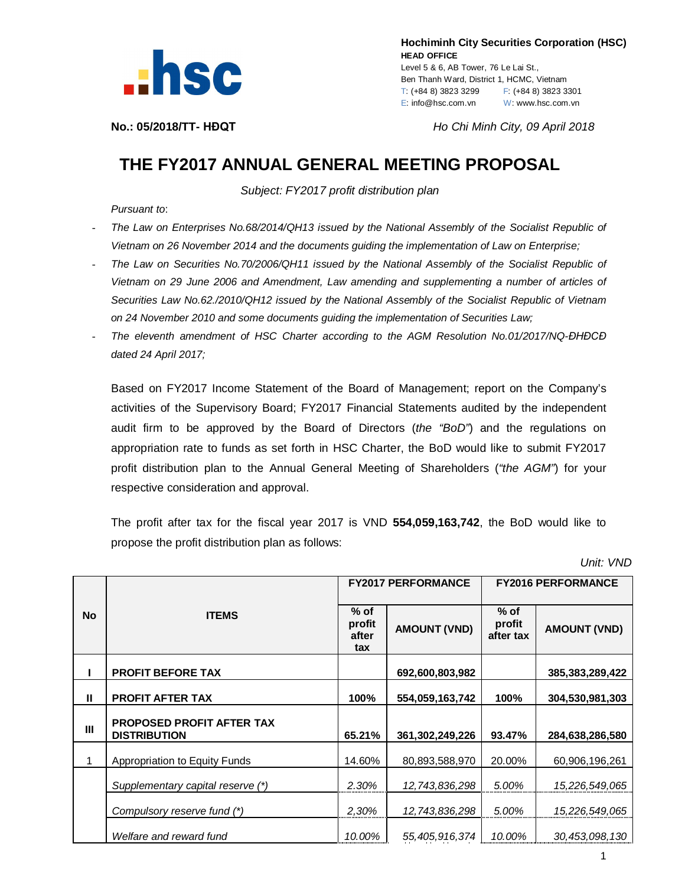**Hochiminh City Securities Corporation (HSC)**
**HEAD OFFICE**
Level 5 & 6, AB Tower, 76 Le Lai St.,
Ben Thanh Ward, District 1, HCMC, Vietnam
T: (+84 8) 3823 3299 F: (+84 8) 3823 3301
E: info@hsc.com.vn W: www.hsc.com.vn

**No.: 05/2018/TT- HĐQT**

*Ho Chi Minh City, 09 April 2018*

# THE FY2017 ANNUAL GENERAL MEETING PROPOSAL

*Subject: FY2017 profit distribution plan*

*Pursuant to*:

- *The Law on Enterprises No.68/2014/QH13 issued by the National Assembly of the Socialist Republic of Vietnam on 26 November 2014 and the documents guiding the implementation of Law on Enterprise;*
- *The Law on Securities No.70/2006/QH11 issued by the National Assembly of the Socialist Republic of Vietnam on 29 June 2006 and Amendment, Law amending and supplementing a number of articles of Securities Law No.62./2010/QH12 issued by the National Assembly of the Socialist Republic of Vietnam on 24 November 2010 and some documents guiding the implementation of Securities Law;*
- *The eleventh amendment of HSC Charter according to the AGM Resolution No.01/2017/NQ-ĐHĐCĐ dated 24 April 2017;*

Based on FY2017 Income Statement of the Board of Management; report on the Company's activities of the Supervisory Board; FY2017 Financial Statements audited by the independent audit firm to be approved by the Board of Directors (*the "BoD"*) and the regulations on appropriation rate to funds as set forth in HSC Charter, the BoD would like to submit FY2017 profit distribution plan to the Annual General Meeting of Shareholders (*"the AGM"*) for your respective consideration and approval.

The profit after tax for the fiscal year 2017 is VND **554,059,163,742**, the BoD would like to propose the profit distribution plan as follows:

*Unit: VND*

| No | ITEMS | FY2017 PERFORMANCE | | FY2016 PERFORMANCE | |
|---|---|---|---|---|---|
| | | % of profit after tax | AMOUNT (VND) | % of profit after tax | AMOUNT (VND) |
| **I** | **PROFIT BEFORE TAX** | | **692,600,803,982** | | **385,383,289,422** |
| **II** | **PROFIT AFTER TAX** | **100%** | **554,059,163,742** | **100%** | **304,530,981,303** |
| **III** | **PROPOSED PROFIT AFTER TAX DISTRIBUTION** | **65.21%** | **361,302,249,226** | **93.47%** | **284,638,286,580** |
| 1 | Appropriation to Equity Funds | 14.60% | 80,893,588,970 | 20.00% | 60,906,196,261 |
| | *Supplementary capital reserve (\*)* | *2.30%* | *12,743,836,298* | *5.00%* | *15,226,549,065* |
| | *Compulsory reserve fund (\*)* | *2,30%* | *12,743,836,298* | *5.00%* | *15,226,549,065* |
| | *Welfare and reward fund* | *10.00%* | *55,405,916,374* | *10.00%* | *30,453,098,130* |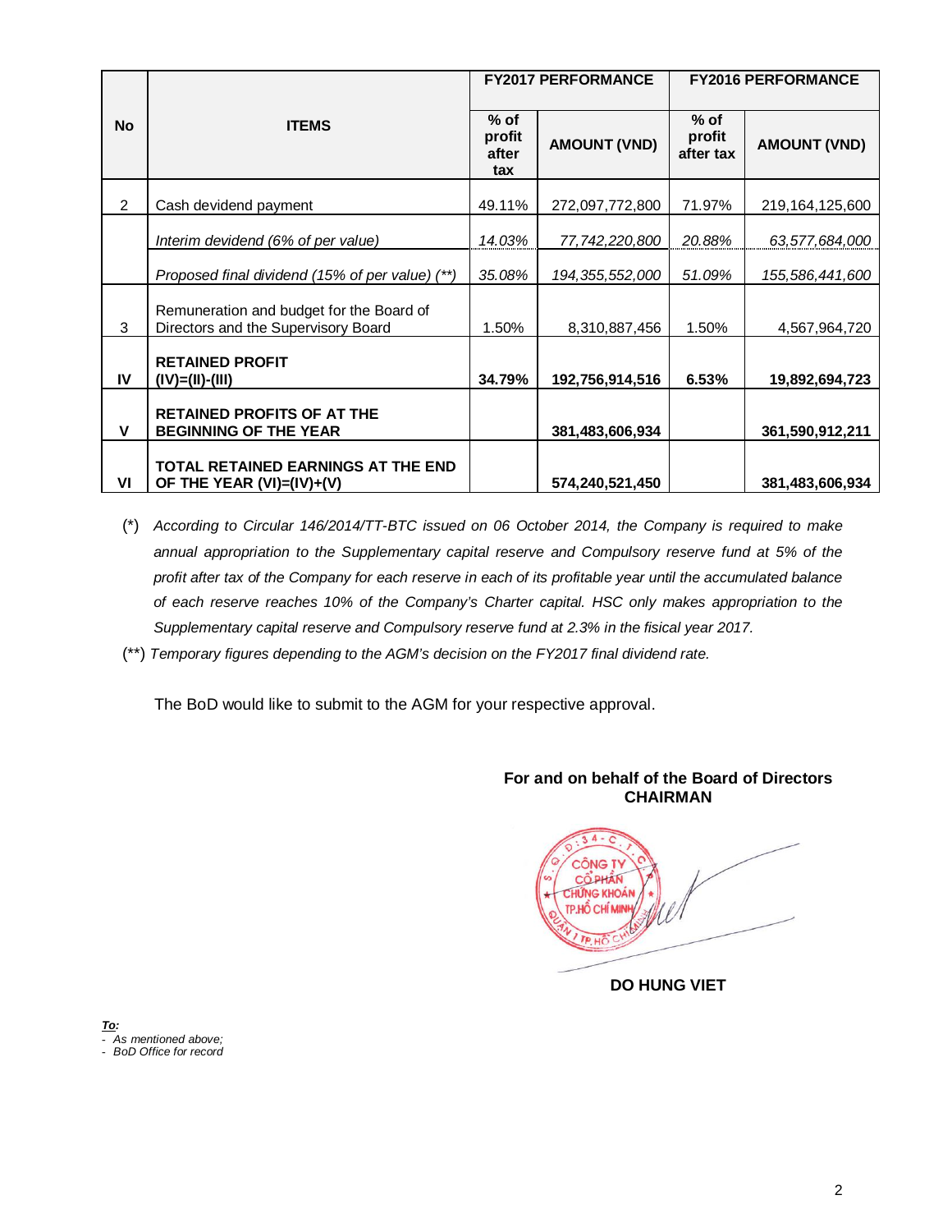| No | ITEMS | FY2017 PERFORMANCE | | FY2016 PERFORMANCE | |
|---|---|---|---|---|---|
| | | % of profit after tax | AMOUNT (VND) | % of profit after tax | AMOUNT (VND) |
| 2 | Cash devidend payment | 49.11% | 272,097,772,800 | 71.97% | 219,164,125,600 |
| | *Interim devidend (6% of per value)* | *14.03%* | *77,742,220,800* | *20.88%* | *63,577,684,000* |
| | *Proposed final dividend (15% of per value) (**)* | *35.08%* | *194,355,552,000* | *51.09%* | *155,586,441,600* |
| 3 | Remuneration and budget for the Board of Directors and the Supervisory Board | 1.50% | 8,310,887,456 | 1.50% | 4,567,964,720 |
| **IV** | **RETAINED PROFIT (IV)=(II)-(III)** | **34.79%** | **192,756,914,516** | **6.53%** | **19,892,694,723** |
| **V** | **RETAINED PROFITS OF AT THE BEGINNING OF THE YEAR** | | **381,483,606,934** | | **361,590,912,211** |
| **VI** | **TOTAL RETAINED EARNINGS AT THE END OF THE YEAR (VI)=(IV)+(V)** | | **574,240,521,450** | | **381,483,606,934** |

(*) *According to Circular 146/2014/TT-BTC issued on 06 October 2014, the Company is required to make annual appropriation to the Supplementary capital reserve and Compulsory reserve fund at 5% of the profit after tax of the Company for each reserve in each of its profitable year until the accumulated balance of each reserve reaches 10% of the Company's Charter capital. HSC only makes appropriation to the Supplementary capital reserve and Compulsory reserve fund at 2.3% in the fisical year 2017.*

(**) *Temporary figures depending to the AGM's decision on the FY2017 final dividend rate.*

The BoD would like to submit to the AGM for your respective approval.

**For and on behalf of the Board of Directors**
**CHAIRMAN**

CÔNG TY CỔ PHẦN CHỨNG KHOÁN TP.HỒ CHÍ MINH

**DO HUNG VIET**

***To:***
- *As mentioned above;*
- *BoD Office for record*